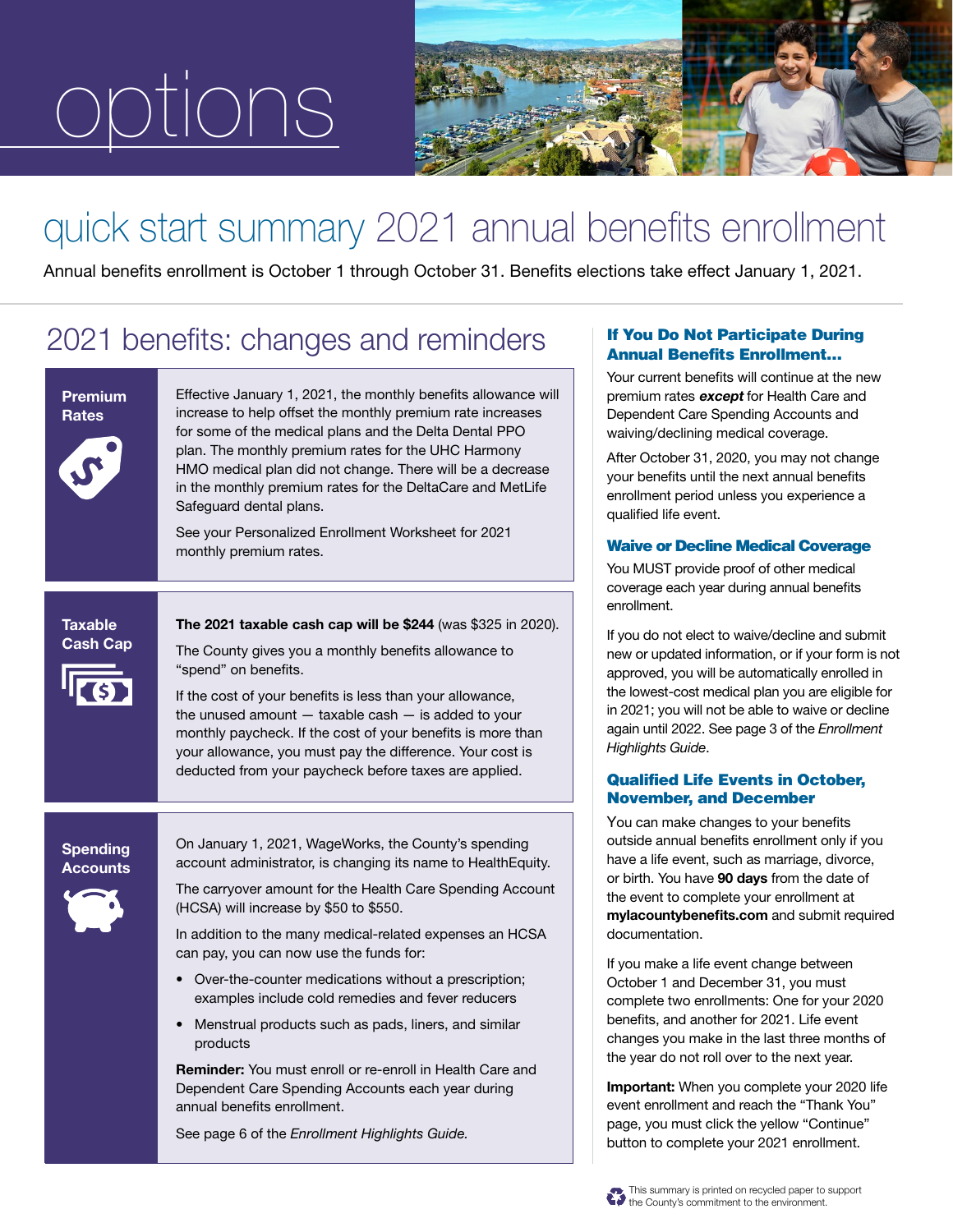# options

## quick start summary 2021 annual benefits enrollment

Annual benefits enrollment is October 1 through October 31. Benefits elections take effect January 1, 2021.

## 2021 benefits: changes and reminders

### Premium Rates

Effective January 1, 2021, the monthly benefits allowance will increase to help offset the monthly premium rate increases for some of the medical plans and the Delta Dental PPO plan. The monthly premium rates for the UHC Harmony HMO medical plan did not change. There will be a decrease in the monthly premium rates for the DeltaCare and MetLife Safeguard dental plans.

See your Personalized Enrollment Worksheet for 2021 monthly premium rates.

### Taxable Cash Cap

**The 2021 taxable cash cap will be $244** (was $325 in 2020).

The County gives you a monthly benefits allowance to "spend" on benefits.

If the cost of your benefits is less than your allowance, the unused amount — taxable cash — is added to your monthly paycheck. If the cost of your benefits is more than your allowance, you must pay the difference. Your cost is deducted from your paycheck before taxes are applied.

### Spending Accounts

On January 1, 2021, WageWorks, the County's spending account administrator, is changing its name to HealthEquity.

The carryover amount for the Health Care Spending Account (HCSA) will increase by $50 to $550.

In addition to the many medical-related expenses an HCSA can pay, you can now use the funds for:

- Over-the-counter medications without a prescription; examples include cold remedies and fever reducers
- Menstrual products such as pads, liners, and similar products

**Reminder:** You must enroll or re-enroll in Health Care and Dependent Care Spending Accounts each year during annual benefits enrollment.

See page 6 of the *Enrollment Highlights Guide.*

### If You Do Not Participate During Annual Benefits Enrollment...

Your current benefits will continue at the new premium rates ***except*** for Health Care and Dependent Care Spending Accounts and waiving/declining medical coverage.

After October 31, 2020, you may not change your benefits until the next annual benefits enrollment period unless you experience a qualified life event.

### Waive or Decline Medical Coverage

You MUST provide proof of other medical coverage each year during annual benefits enrollment.

If you do not elect to waive/decline and submit new or updated information, or if your form is not approved, you will be automatically enrolled in the lowest-cost medical plan you are eligible for in 2021; you will not be able to waive or decline again until 2022. See page 3 of the *Enrollment Highlights Guide*.

### Qualified Life Events in October, November, and December

You can make changes to your benefits outside annual benefits enrollment only if you have a life event, such as marriage, divorce, or birth. You have **90 days** from the date of the event to complete your enrollment at **mylacountybenefits.com** and submit required documentation.

If you make a life event change between October 1 and December 31, you must complete two enrollments: One for your 2020 benefits, and another for 2021. Life event changes you make in the last three months of the year do not roll over to the next year.

**Important:** When you complete your 2020 life event enrollment and reach the "Thank You" page, you must click the yellow "Continue" button to complete your 2021 enrollment.

This summary is printed on recycled paper to support the County's commitment to the environment.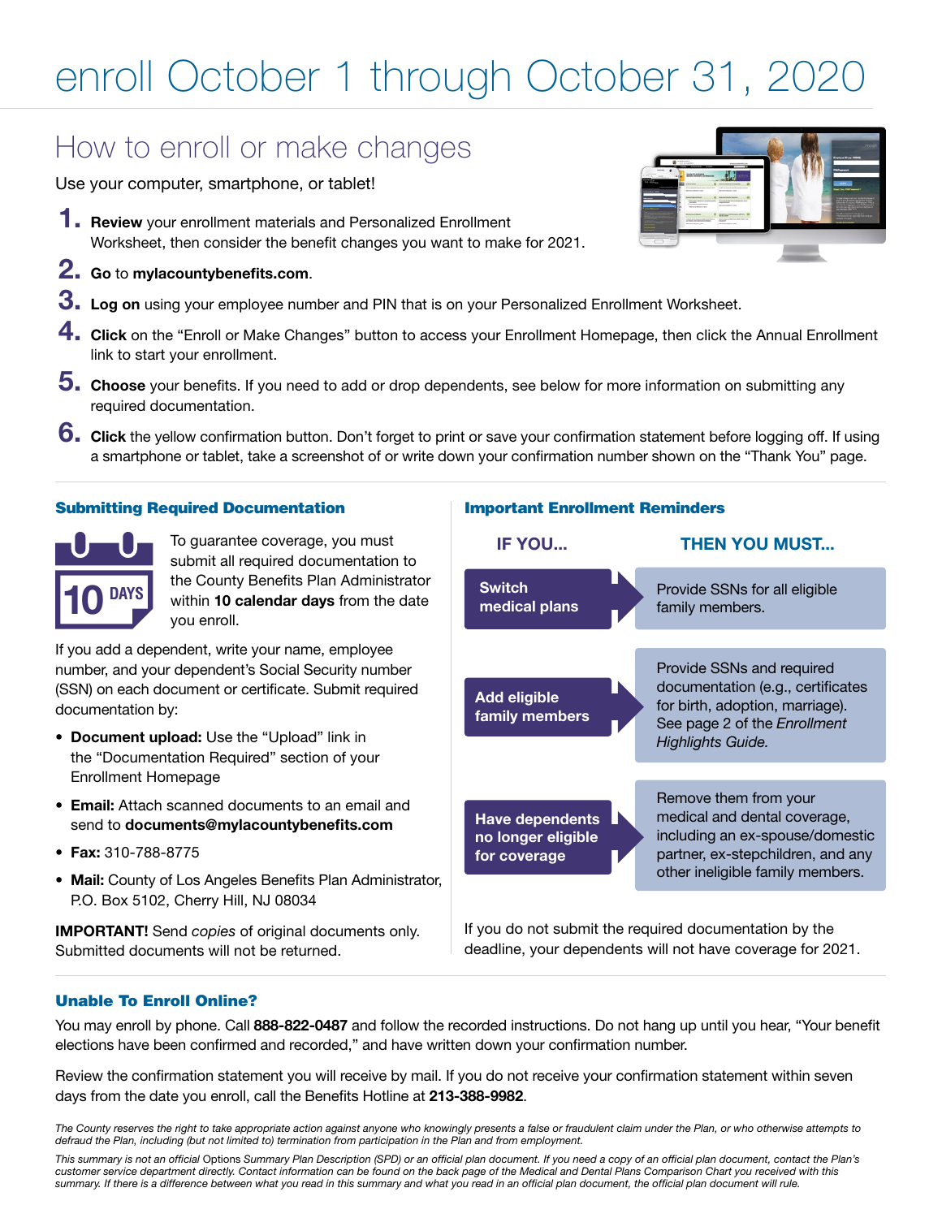# enroll October 1 through October 31, 2020

## How to enroll or make changes

Use your computer, smartphone, or tablet!

1. **Review** your enrollment materials and Personalized Enrollment Worksheet, then consider the benefit changes you want to make for 2021.
2. **Go** to **mylacountybenefits.com**.
3. **Log on** using your employee number and PIN that is on your Personalized Enrollment Worksheet.
4. **Click** on the "Enroll or Make Changes" button to access your Enrollment Homepage, then click the Annual Enrollment link to start your enrollment.
5. **Choose** your benefits. If you need to add or drop dependents, see below for more information on submitting any required documentation.
6. **Click** the yellow confirmation button. Don't forget to print or save your confirmation statement before logging off. If using a smartphone or tablet, take a screenshot of or write down your confirmation number shown on the "Thank You" page.

### Submitting Required Documentation

10 DAYS

To guarantee coverage, you must submit all required documentation to the County Benefits Plan Administrator within **10 calendar days** from the date you enroll.

If you add a dependent, write your name, employee number, and your dependent's Social Security number (SSN) on each document or certificate. Submit required documentation by:

- **Document upload:** Use the "Upload" link in the "Documentation Required" section of your Enrollment Homepage
- **Email:** Attach scanned documents to an email and send to **documents@mylacountybenefits.com**
- **Fax:** 310-788-8775
- **Mail:** County of Los Angeles Benefits Plan Administrator, P.O. Box 5102, Cherry Hill, NJ 08034

**IMPORTANT!** Send *copies* of original documents only. Submitted documents will not be returned.

### Important Enrollment Reminders

| IF YOU... | THEN YOU MUST... |
|---|---|
| Switch medical plans | Provide SSNs for all eligible family members. |
| Add eligible family members | Provide SSNs and required documentation (e.g., certificates for birth, adoption, marriage). See page 2 of the *Enrollment Highlights Guide.* |
| Have dependents no longer eligible for coverage | Remove them from your medical and dental coverage, including an ex-spouse/domestic partner, ex-stepchildren, and any other ineligible family members. |

If you do not submit the required documentation by the deadline, your dependents will not have coverage for 2021.

### Unable To Enroll Online?

You may enroll by phone. Call **888-822-0487** and follow the recorded instructions. Do not hang up until you hear, "Your benefit elections have been confirmed and recorded," and have written down your confirmation number.

Review the confirmation statement you will receive by mail. If you do not receive your confirmation statement within seven days from the date you enroll, call the Benefits Hotline at **213-388-9982**.

*The County reserves the right to take appropriate action against anyone who knowingly presents a false or fraudulent claim under the Plan, or who otherwise attempts to defraud the Plan, including (but not limited to) termination from participation in the Plan and from employment.*

*This summary is not an official Options Summary Plan Description (SPD) or an official plan document. If you need a copy of an official plan document, contact the Plan's customer service department directly. Contact information can be found on the back page of the Medical and Dental Plans Comparison Chart you received with this summary. If there is a difference between what you read in this summary and what you read in an official plan document, the official plan document will rule.*